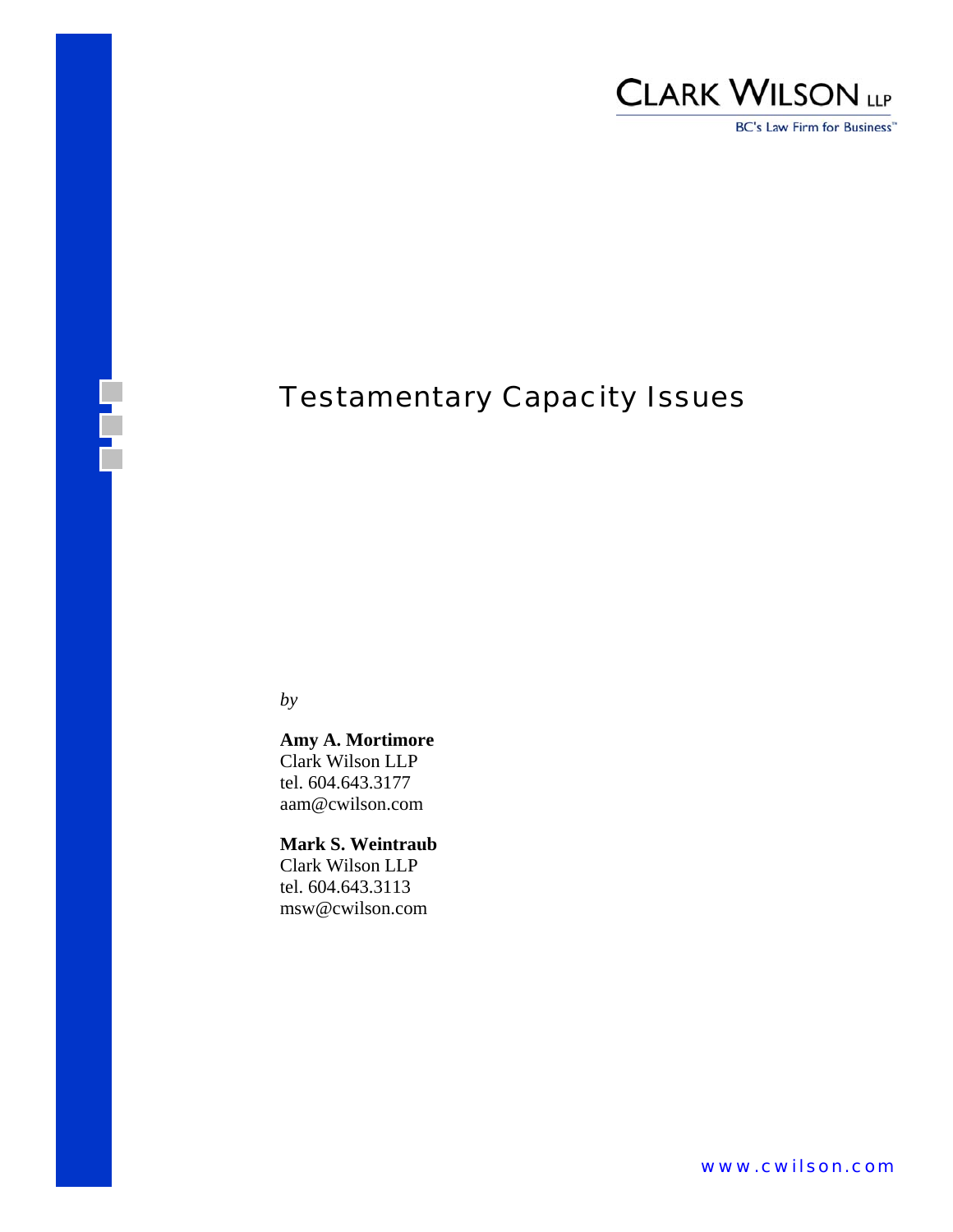CLARK WILSON LLP

BC's Law Firm for Business™

# Testamentary Capacity Issues

*by*

**Amy A. Mortimore**
Clark Wilson LLP
tel. 604.643.3177
aam@cwilson.com

**Mark S. Weintraub**
Clark Wilson LLP
tel. 604.643.3113
msw@cwilson.com

www.cwilson.com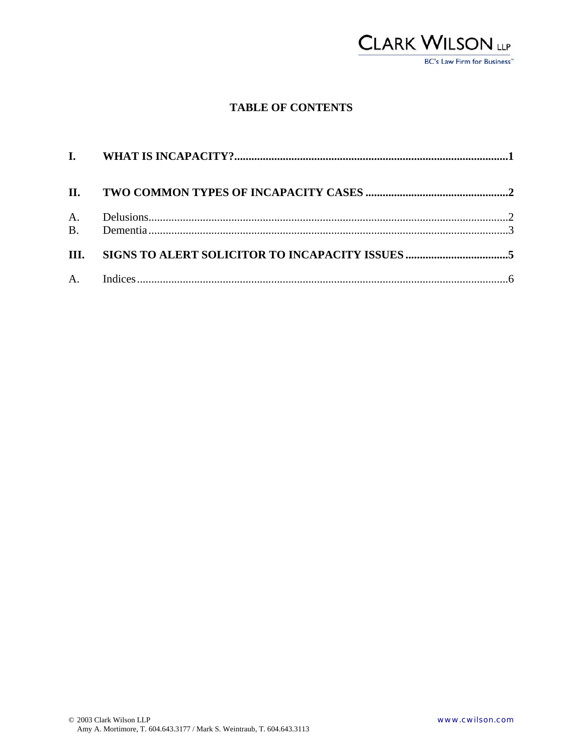# TABLE OF CONTENTS

**I. WHAT IS INCAPACITY?** .......... **1**

**II. TWO COMMON TYPES OF INCAPACITY CASES** .......... **2**

A. Delusions .......... 2
B. Dementia .......... 3

**III. SIGNS TO ALERT SOLICITOR TO INCAPACITY ISSUES** .......... **5**

A. Indices .......... 6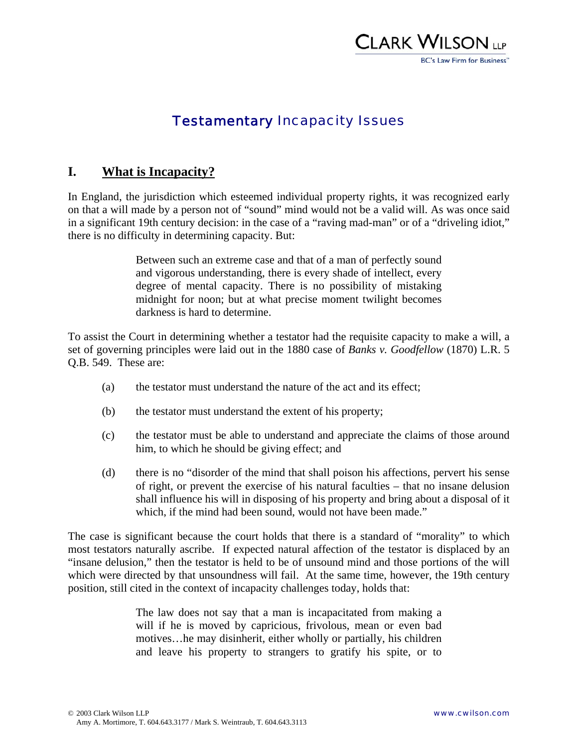# Testamentary Incapacity Issues

## I. What is Incapacity?

In England, the jurisdiction which esteemed individual property rights, it was recognized early on that a will made by a person not of "sound" mind would not be a valid will. As was once said in a significant 19th century decision: in the case of a "raving mad-man" or of a "driveling idiot," there is no difficulty in determining capacity. But:

> Between such an extreme case and that of a man of perfectly sound and vigorous understanding, there is every shade of intellect, every degree of mental capacity. There is no possibility of mistaking midnight for noon; but at what precise moment twilight becomes darkness is hard to determine.

To assist the Court in determining whether a testator had the requisite capacity to make a will, a set of governing principles were laid out in the 1880 case of *Banks v. Goodfellow* (1870) L.R. 5 Q.B. 549. These are:

(a) the testator must understand the nature of the act and its effect;

(b) the testator must understand the extent of his property;

(c) the testator must be able to understand and appreciate the claims of those around him, to which he should be giving effect; and

(d) there is no "disorder of the mind that shall poison his affections, pervert his sense of right, or prevent the exercise of his natural faculties – that no insane delusion shall influence his will in disposing of his property and bring about a disposal of it which, if the mind had been sound, would not have been made."

The case is significant because the court holds that there is a standard of "morality" to which most testators naturally ascribe. If expected natural affection of the testator is displaced by an "insane delusion," then the testator is held to be of unsound mind and those portions of the will which were directed by that unsoundness will fail. At the same time, however, the 19th century position, still cited in the context of incapacity challenges today, holds that:

> The law does not say that a man is incapacitated from making a will if he is moved by capricious, frivolous, mean or even bad motives…he may disinherit, either wholly or partially, his children and leave his property to strangers to gratify his spite, or to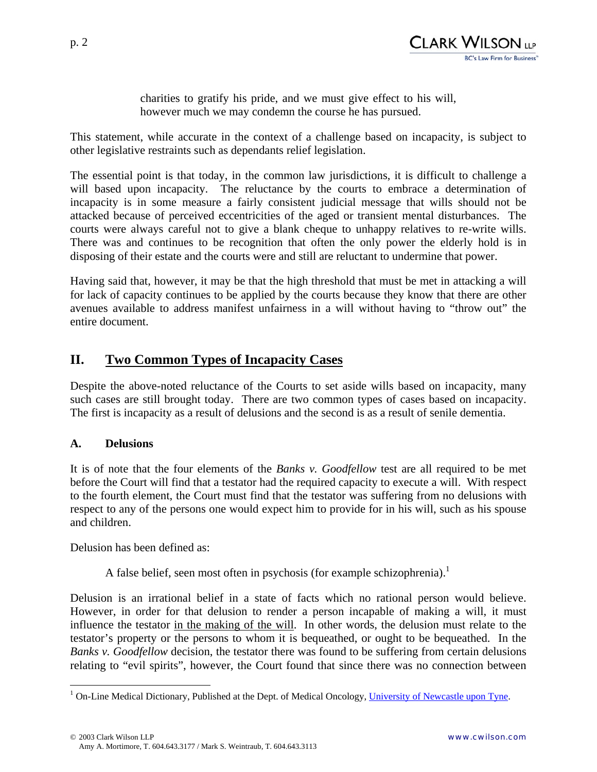> charities to gratify his pride, and we must give effect to his will, however much we may condemn the course he has pursued.

This statement, while accurate in the context of a challenge based on incapacity, is subject to other legislative restraints such as dependants relief legislation.

The essential point is that today, in the common law jurisdictions, it is difficult to challenge a will based upon incapacity. The reluctance by the courts to embrace a determination of incapacity is in some measure a fairly consistent judicial message that wills should not be attacked because of perceived eccentricities of the aged or transient mental disturbances. The courts were always careful not to give a blank cheque to unhappy relatives to re-write wills. There was and continues to be recognition that often the only power the elderly hold is in disposing of their estate and the courts were and still are reluctant to undermine that power.

Having said that, however, it may be that the high threshold that must be met in attacking a will for lack of capacity continues to be applied by the courts because they know that there are other avenues available to address manifest unfairness in a will without having to "throw out" the entire document.

## II. Two Common Types of Incapacity Cases

Despite the above-noted reluctance of the Courts to set aside wills based on incapacity, many such cases are still brought today. There are two common types of cases based on incapacity. The first is incapacity as a result of delusions and the second is as a result of senile dementia.

### A. Delusions

It is of note that the four elements of the *Banks v. Goodfellow* test are all required to be met before the Court will find that a testator had the required capacity to execute a will. With respect to the fourth element, the Court must find that the testator was suffering from no delusions with respect to any of the persons one would expect him to provide for in his will, such as his spouse and children.

Delusion has been defined as:

> A false belief, seen most often in psychosis (for example schizophrenia).[1]

Delusion is an irrational belief in a state of facts which no rational person would believe. However, in order for that delusion to render a person incapable of making a will, it must influence the testator in the making of the will. In other words, the delusion must relate to the testator's property or the persons to whom it is bequeathed, or ought to be bequeathed. In the *Banks v. Goodfellow* decision, the testator there was found to be suffering from certain delusions relating to "evil spirits", however, the Court found that since there was no connection between

[1] On-Line Medical Dictionary, Published at the Dept. of Medical Oncology, University of Newcastle upon Tyne.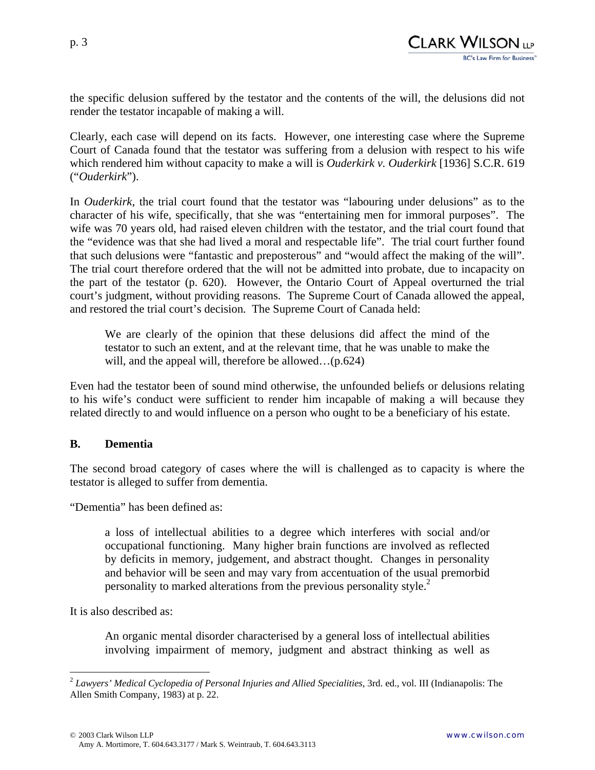the specific delusion suffered by the testator and the contents of the will, the delusions did not render the testator incapable of making a will.

Clearly, each case will depend on its facts. However, one interesting case where the Supreme Court of Canada found that the testator was suffering from a delusion with respect to his wife which rendered him without capacity to make a will is *Ouderkirk v. Ouderkirk* [1936] S.C.R. 619 ("*Ouderkirk*").

In *Ouderkirk*, the trial court found that the testator was "labouring under delusions" as to the character of his wife, specifically, that she was "entertaining men for immoral purposes". The wife was 70 years old, had raised eleven children with the testator, and the trial court found that the "evidence was that she had lived a moral and respectable life". The trial court further found that such delusions were "fantastic and preposterous" and "would affect the making of the will". The trial court therefore ordered that the will not be admitted into probate, due to incapacity on the part of the testator (p. 620). However, the Ontario Court of Appeal overturned the trial court's judgment, without providing reasons. The Supreme Court of Canada allowed the appeal, and restored the trial court's decision. The Supreme Court of Canada held:

> We are clearly of the opinion that these delusions did affect the mind of the testator to such an extent, and at the relevant time, that he was unable to make the will, and the appeal will, therefore be allowed…(p.624)

Even had the testator been of sound mind otherwise, the unfounded beliefs or delusions relating to his wife's conduct were sufficient to render him incapable of making a will because they related directly to and would influence on a person who ought to be a beneficiary of his estate.

### B. Dementia

The second broad category of cases where the will is challenged as to capacity is where the testator is alleged to suffer from dementia.

"Dementia" has been defined as:

> a loss of intellectual abilities to a degree which interferes with social and/or occupational functioning. Many higher brain functions are involved as reflected by deficits in memory, judgement, and abstract thought. Changes in personality and behavior will be seen and may vary from accentuation of the usual premorbid personality to marked alterations from the previous personality style.[2]

It is also described as:

> An organic mental disorder characterised by a general loss of intellectual abilities involving impairment of memory, judgment and abstract thinking as well as

---

[2] *Lawyers' Medical Cyclopedia of Personal Injuries and Allied Specialities*, 3rd. ed., vol. III (Indianapolis: The Allen Smith Company, 1983) at p. 22.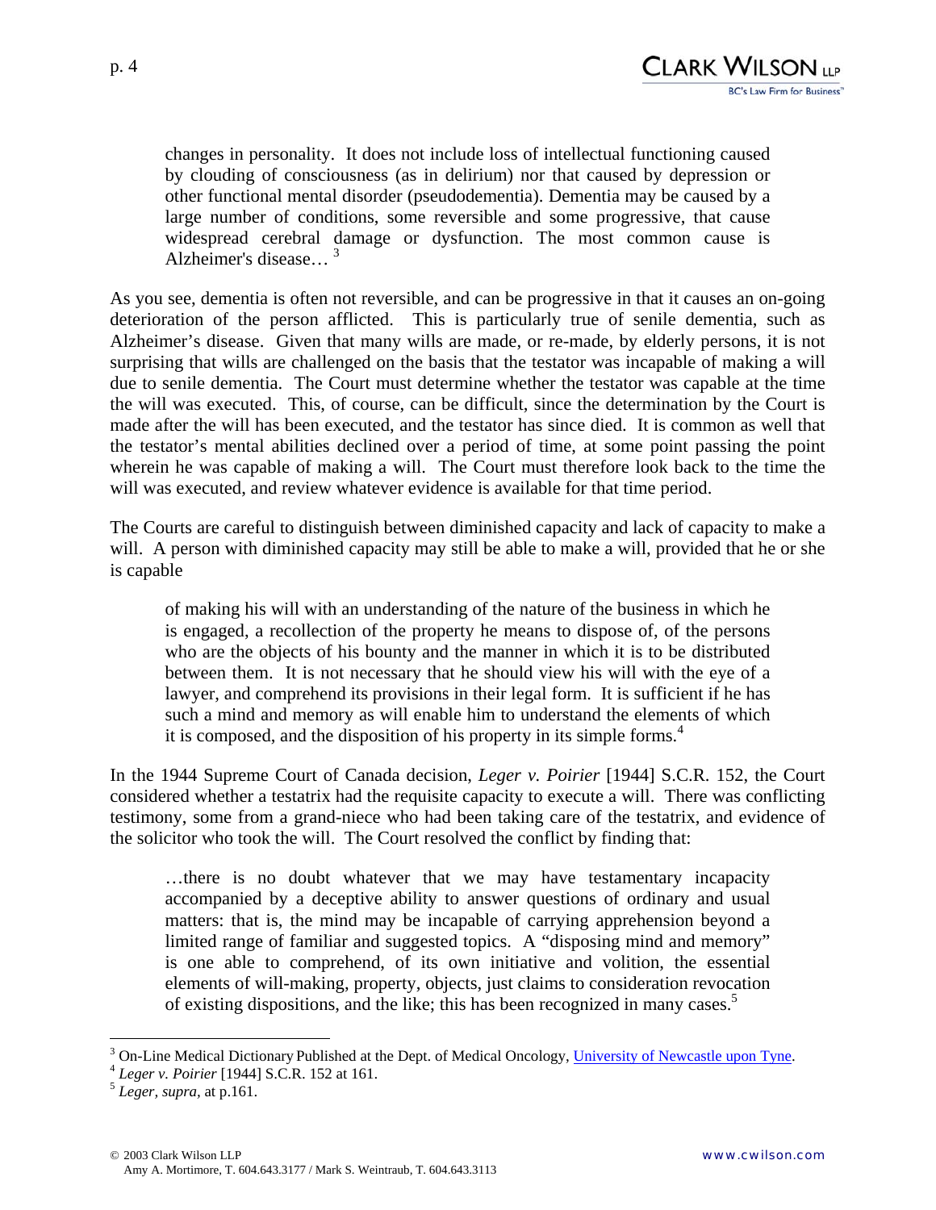> changes in personality. It does not include loss of intellectual functioning caused by clouding of consciousness (as in delirium) nor that caused by depression or other functional mental disorder (pseudodementia). Dementia may be caused by a large number of conditions, some reversible and some progressive, that cause widespread cerebral damage or dysfunction. The most common cause is Alzheimer's disease…[3]

As you see, dementia is often not reversible, and can be progressive in that it causes an on-going deterioration of the person afflicted. This is particularly true of senile dementia, such as Alzheimer's disease. Given that many wills are made, or re-made, by elderly persons, it is not surprising that wills are challenged on the basis that the testator was incapable of making a will due to senile dementia. The Court must determine whether the testator was capable at the time the will was executed. This, of course, can be difficult, since the determination by the Court is made after the will has been executed, and the testator has since died. It is common as well that the testator's mental abilities declined over a period of time, at some point passing the point wherein he was capable of making a will. The Court must therefore look back to the time the will was executed, and review whatever evidence is available for that time period.

The Courts are careful to distinguish between diminished capacity and lack of capacity to make a will. A person with diminished capacity may still be able to make a will, provided that he or she is capable

> of making his will with an understanding of the nature of the business in which he is engaged, a recollection of the property he means to dispose of, of the persons who are the objects of his bounty and the manner in which it is to be distributed between them. It is not necessary that he should view his will with the eye of a lawyer, and comprehend its provisions in their legal form. It is sufficient if he has such a mind and memory as will enable him to understand the elements of which it is composed, and the disposition of his property in its simple forms.[4]

In the 1944 Supreme Court of Canada decision, *Leger v. Poirier* [1944] S.C.R. 152, the Court considered whether a testatrix had the requisite capacity to execute a will. There was conflicting testimony, some from a grand-niece who had been taking care of the testatrix, and evidence of the solicitor who took the will. The Court resolved the conflict by finding that:

> …there is no doubt whatever that we may have testamentary incapacity accompanied by a deceptive ability to answer questions of ordinary and usual matters: that is, the mind may be incapable of carrying apprehension beyond a limited range of familiar and suggested topics. A "disposing mind and memory" is one able to comprehend, of its own initiative and volition, the essential elements of will-making, property, objects, just claims to consideration revocation of existing dispositions, and the like; this has been recognized in many cases.[5]

---

[3] On-Line Medical Dictionary Published at the Dept. of Medical Oncology, University of Newcastle upon Tyne.

[4] *Leger v. Poirier* [1944] S.C.R. 152 at 161.

[5] *Leger*, *supra*, at p.161.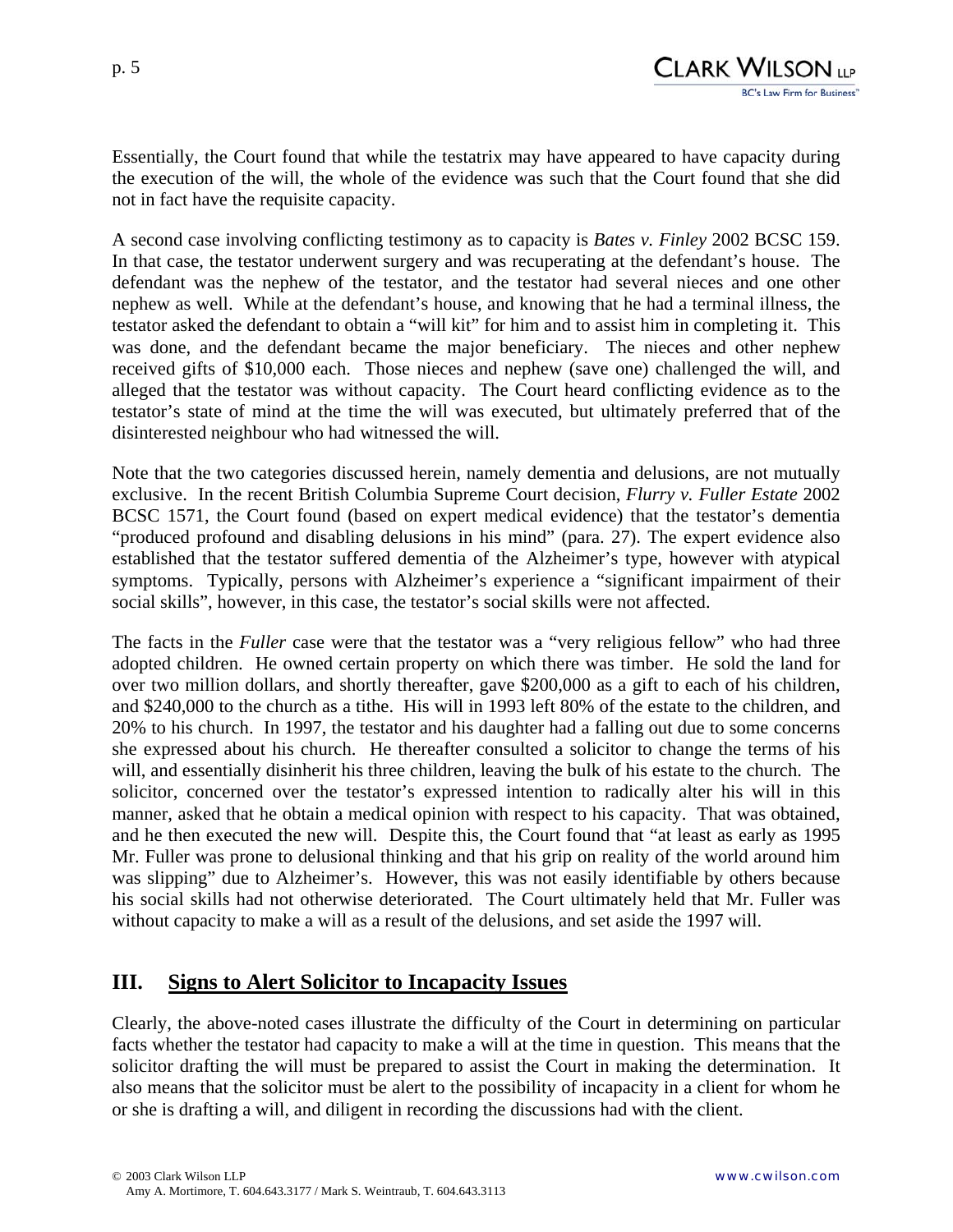Essentially, the Court found that while the testatrix may have appeared to have capacity during the execution of the will, the whole of the evidence was such that the Court found that she did not in fact have the requisite capacity.

A second case involving conflicting testimony as to capacity is *Bates v. Finley* 2002 BCSC 159. In that case, the testator underwent surgery and was recuperating at the defendant's house. The defendant was the nephew of the testator, and the testator had several nieces and one other nephew as well. While at the defendant's house, and knowing that he had a terminal illness, the testator asked the defendant to obtain a "will kit" for him and to assist him in completing it. This was done, and the defendant became the major beneficiary. The nieces and other nephew received gifts of $10,000 each. Those nieces and nephew (save one) challenged the will, and alleged that the testator was without capacity. The Court heard conflicting evidence as to the testator's state of mind at the time the will was executed, but ultimately preferred that of the disinterested neighbour who had witnessed the will.

Note that the two categories discussed herein, namely dementia and delusions, are not mutually exclusive. In the recent British Columbia Supreme Court decision, *Flurry v. Fuller Estate* 2002 BCSC 1571, the Court found (based on expert medical evidence) that the testator's dementia "produced profound and disabling delusions in his mind" (para. 27). The expert evidence also established that the testator suffered dementia of the Alzheimer's type, however with atypical symptoms. Typically, persons with Alzheimer's experience a "significant impairment of their social skills", however, in this case, the testator's social skills were not affected.

The facts in the *Fuller* case were that the testator was a "very religious fellow" who had three adopted children. He owned certain property on which there was timber. He sold the land for over two million dollars, and shortly thereafter, gave $200,000 as a gift to each of his children, and $240,000 to the church as a tithe. His will in 1993 left 80% of the estate to the children, and 20% to his church. In 1997, the testator and his daughter had a falling out due to some concerns she expressed about his church. He thereafter consulted a solicitor to change the terms of his will, and essentially disinherit his three children, leaving the bulk of his estate to the church. The solicitor, concerned over the testator's expressed intention to radically alter his will in this manner, asked that he obtain a medical opinion with respect to his capacity. That was obtained, and he then executed the new will. Despite this, the Court found that "at least as early as 1995 Mr. Fuller was prone to delusional thinking and that his grip on reality of the world around him was slipping" due to Alzheimer's. However, this was not easily identifiable by others because his social skills had not otherwise deteriorated. The Court ultimately held that Mr. Fuller was without capacity to make a will as a result of the delusions, and set aside the 1997 will.

## III. Signs to Alert Solicitor to Incapacity Issues

Clearly, the above-noted cases illustrate the difficulty of the Court in determining on particular facts whether the testator had capacity to make a will at the time in question. This means that the solicitor drafting the will must be prepared to assist the Court in making the determination. It also means that the solicitor must be alert to the possibility of incapacity in a client for whom he or she is drafting a will, and diligent in recording the discussions had with the client.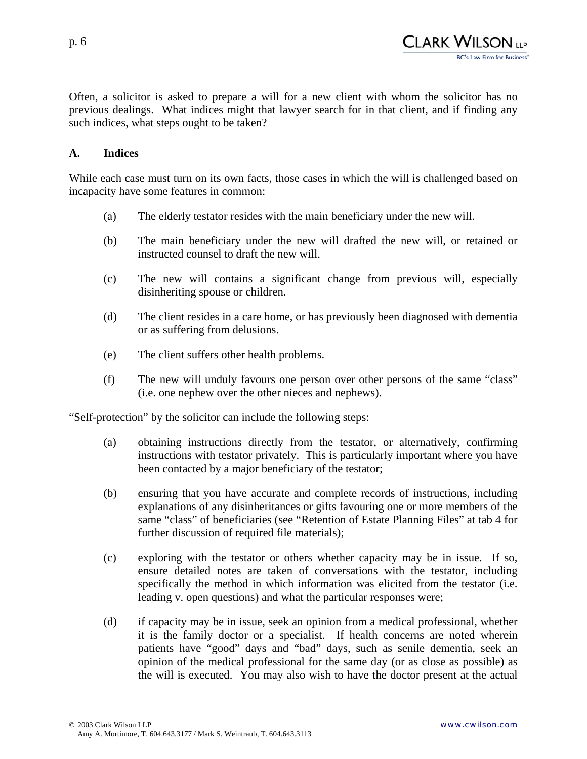Often, a solicitor is asked to prepare a will for a new client with whom the solicitor has no previous dealings. What indices might that lawyer search for in that client, and if finding any such indices, what steps ought to be taken?

## A. Indices

While each case must turn on its own facts, those cases in which the will is challenged based on incapacity have some features in common:

(a) The elderly testator resides with the main beneficiary under the new will.

(b) The main beneficiary under the new will drafted the new will, or retained or instructed counsel to draft the new will.

(c) The new will contains a significant change from previous will, especially disinheriting spouse or children.

(d) The client resides in a care home, or has previously been diagnosed with dementia or as suffering from delusions.

(e) The client suffers other health problems.

(f) The new will unduly favours one person over other persons of the same "class" (i.e. one nephew over the other nieces and nephews).

"Self-protection" by the solicitor can include the following steps:

(a) obtaining instructions directly from the testator, or alternatively, confirming instructions with testator privately. This is particularly important where you have been contacted by a major beneficiary of the testator;

(b) ensuring that you have accurate and complete records of instructions, including explanations of any disinheritances or gifts favouring one or more members of the same "class" of beneficiaries (see "Retention of Estate Planning Files" at tab 4 for further discussion of required file materials);

(c) exploring with the testator or others whether capacity may be in issue. If so, ensure detailed notes are taken of conversations with the testator, including specifically the method in which information was elicited from the testator (i.e. leading v. open questions) and what the particular responses were;

(d) if capacity may be in issue, seek an opinion from a medical professional, whether it is the family doctor or a specialist. If health concerns are noted wherein patients have "good" days and "bad" days, such as senile dementia, seek an opinion of the medical professional for the same day (or as close as possible) as the will is executed. You may also wish to have the doctor present at the actual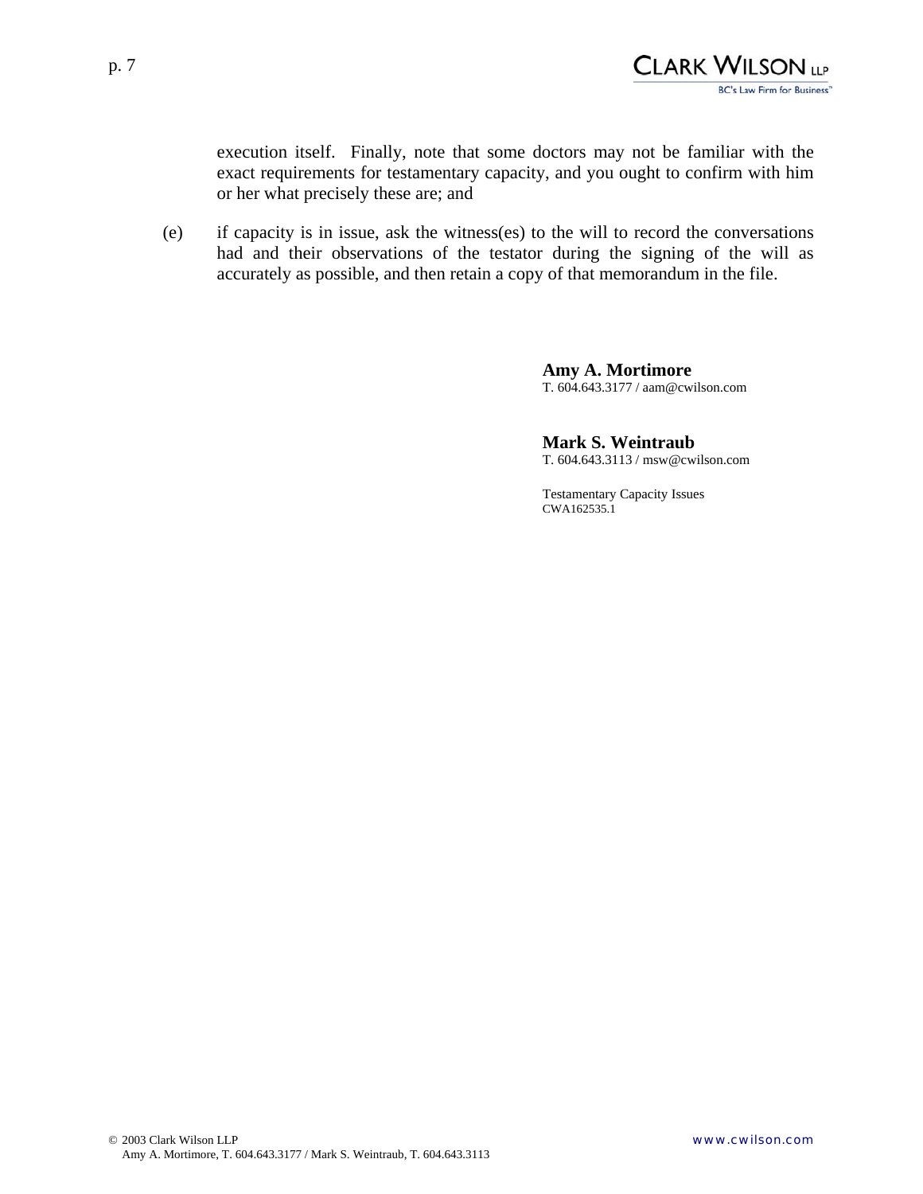execution itself. Finally, note that some doctors may not be familiar with the exact requirements for testamentary capacity, and you ought to confirm with him or her what precisely these are; and

(e) if capacity is in issue, ask the witness(es) to the will to record the conversations had and their observations of the testator during the signing of the will as accurately as possible, and then retain a copy of that memorandum in the file.

**Amy A. Mortimore**
T. 604.643.3177 / aam@cwilson.com

**Mark S. Weintraub**
T. 604.643.3113 / msw@cwilson.com

Testamentary Capacity Issues
CWA162535.1